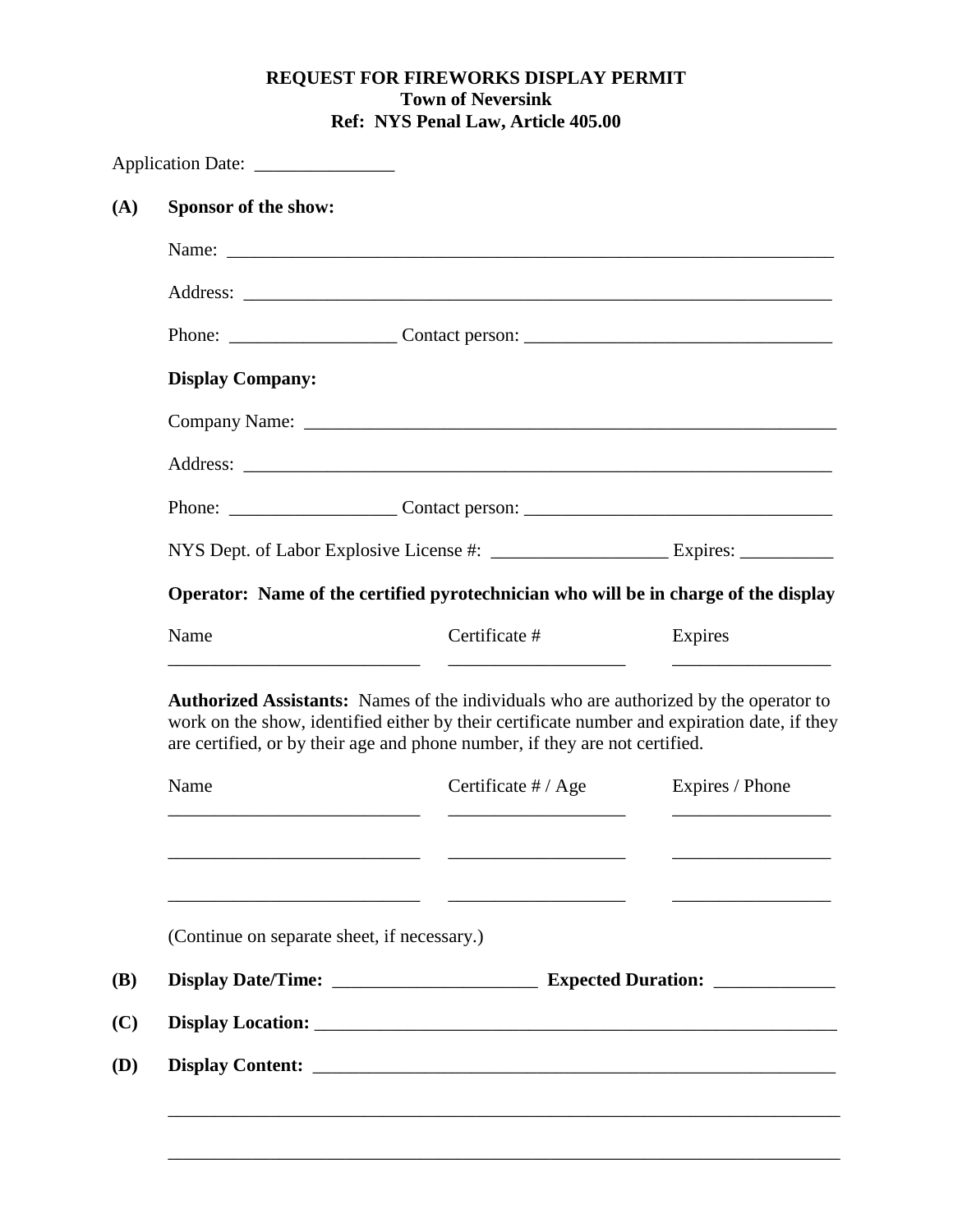**REQUEST FOR FIREWORKS DISPLAY PERMIT**
**Town of Neversink**
**Ref: NYS Penal Law, Article 405.00**

Application Date: _______________

**(A) Sponsor of the show:**

Name: ____________________________________________________________________

Address: __________________________________________________________________

Phone: __________________ Contact person: _________________________________

**Display Company:**

Company Name: ____________________________________________________________

Address: __________________________________________________________________

Phone: __________________ Contact person: _________________________________

NYS Dept. of Labor Explosive License #: ___________________ Expires: __________

**Operator: Name of the certified pyrotechnician who will be in charge of the display**

| Name | Certificate # | Expires |
|---|---|---|
| ___________________________ | ___________________ | _________________ |

**Authorized Assistants:** Names of the individuals who are authorized by the operator to work on the show, identified either by their certificate number and expiration date, if they are certified, or by their age and phone number, if they are not certified.

| Name | Certificate # / Age | Expires / Phone |
|---|---|---|
| ___________________________ | ___________________ | _________________ |
| ___________________________ | ___________________ | _________________ |
| ___________________________ | ___________________ | _________________ |

(Continue on separate sheet, if necessary.)

**(B) Display Date/Time:** ______________________ **Expected Duration:** _____________

**(C) Display Location:** ___________________________________________________________

**(D) Display Content:** ___________________________________________________________

__________________________________________________________________________

__________________________________________________________________________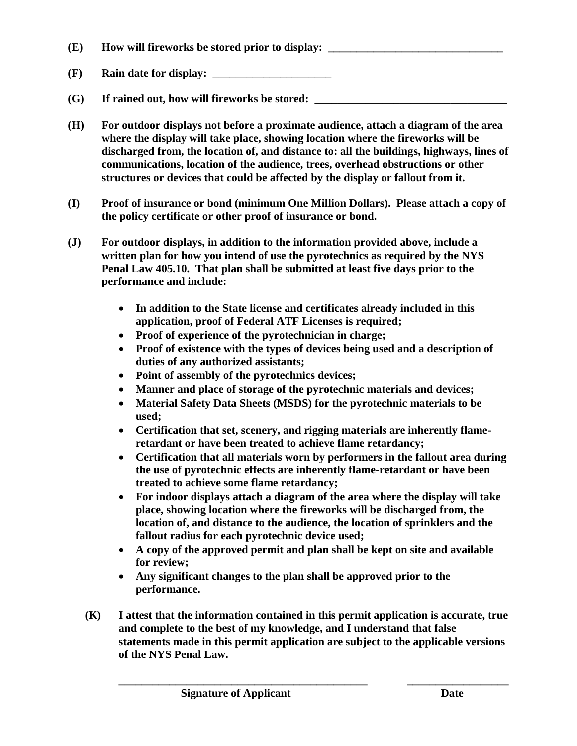**(E) How will fireworks be stored prior to display: ________________________________**

**(F) Rain date for display: ______________________**

**(G) If rained out, how will fireworks be stored: ___________________________________**

**(H) For outdoor displays not before a proximate audience, attach a diagram of the area where the display will take place, showing location where the fireworks will be discharged from, the location of, and distance to: all the buildings, highways, lines of communications, location of the audience, trees, overhead obstructions or other structures or devices that could be affected by the display or fallout from it.**

**(I) Proof of insurance or bond (minimum One Million Dollars). Please attach a copy of the policy certificate or other proof of insurance or bond.**

**(J) For outdoor displays, in addition to the information provided above, include a written plan for how you intend of use the pyrotechnics as required by the NYS Penal Law 405.10. That plan shall be submitted at least five days prior to the performance and include:**

- **In addition to the State license and certificates already included in this application, proof of Federal ATF Licenses is required;**
- **Proof of experience of the pyrotechnician in charge;**
- **Proof of existence with the types of devices being used and a description of duties of any authorized assistants;**
- **Point of assembly of the pyrotechnics devices;**
- **Manner and place of storage of the pyrotechnic materials and devices;**
- **Material Safety Data Sheets (MSDS) for the pyrotechnic materials to be used;**
- **Certification that set, scenery, and rigging materials are inherently flame-retardant or have been treated to achieve flame retardancy;**
- **Certification that all materials worn by performers in the fallout area during the use of pyrotechnic effects are inherently flame-retardant or have been treated to achieve some flame retardancy;**
- **For indoor displays attach a diagram of the area where the display will take place, showing location where the fireworks will be discharged from, the location of, and distance to the audience, the location of sprinklers and the fallout radius for each pyrotechnic device used;**
- **A copy of the approved permit and plan shall be kept on site and available for review;**
- **Any significant changes to the plan shall be approved prior to the performance.**

**(K) I attest that the information contained in this permit application is accurate, true and complete to the best of my knowledge, and I understand that false statements made in this permit application are subject to the applicable versions of the NYS Penal Law.**

**_______________________________________________ ____________________**

**Signature of Applicant Date**